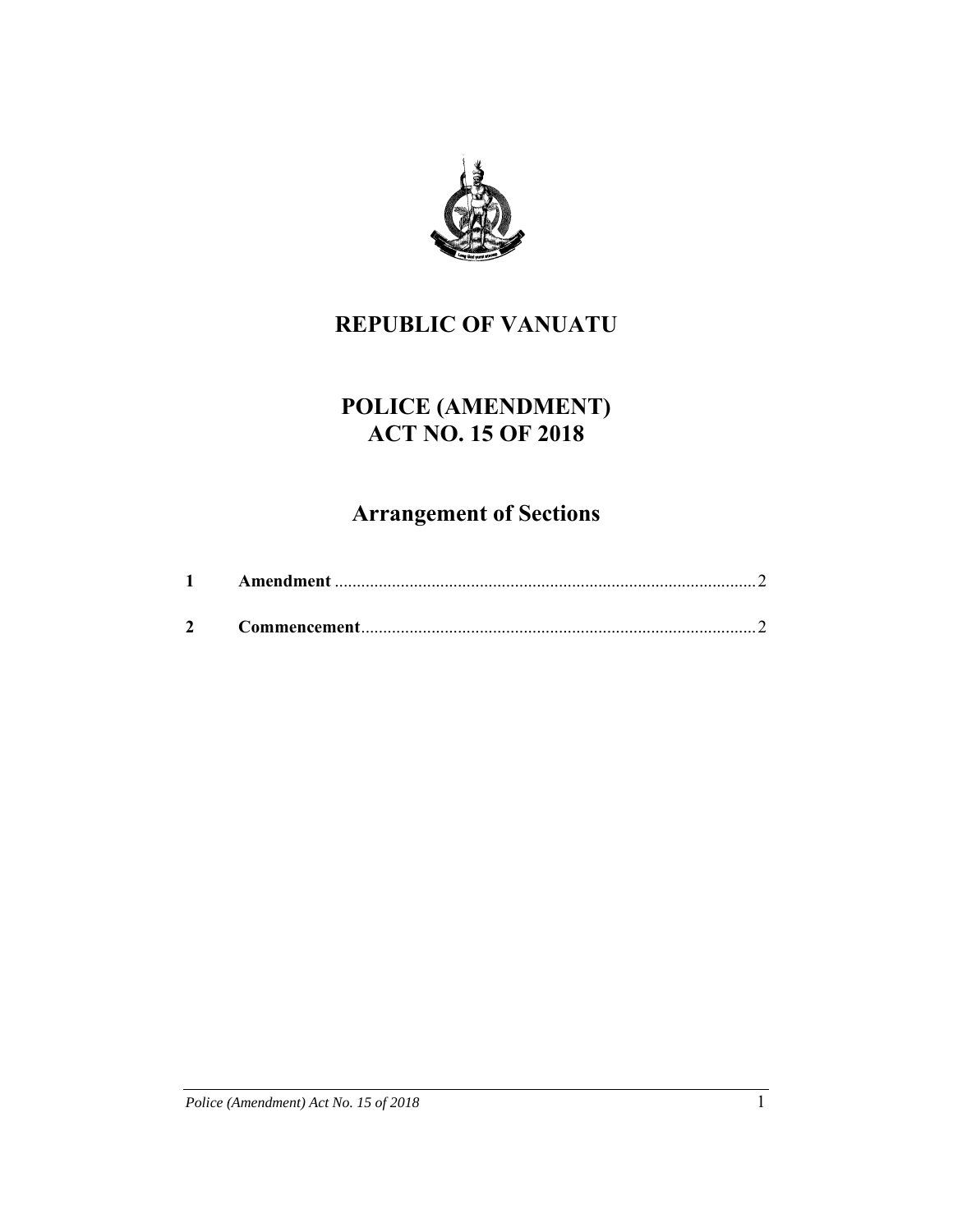# REPUBLIC OF VANUATU

# POLICE (AMENDMENT)
# ACT NO. 15 OF 2018

## Arrangement of Sections

| | | |
|---|---|---|
| **1** | **Amendment** | 2 |
| **2** | **Commencement** | 2 |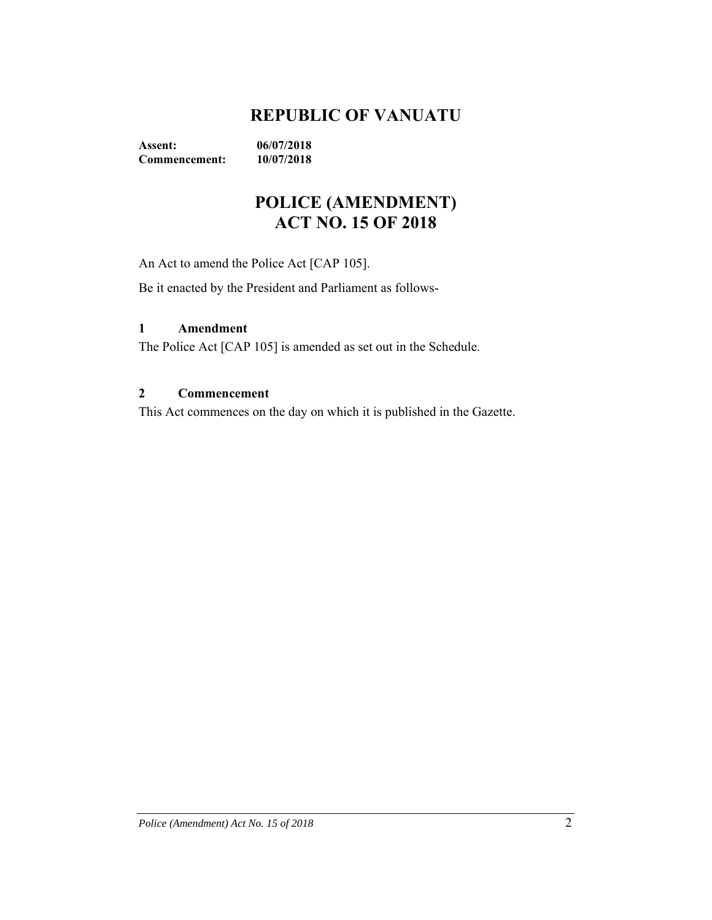# REPUBLIC OF VANUATU

**Assent:** **06/07/2018**
**Commencement:** **10/07/2018**

# POLICE (AMENDMENT) ACT NO. 15 OF 2018

An Act to amend the Police Act [CAP 105].

Be it enacted by the President and Parliament as follows-

### 1 Amendment

The Police Act [CAP 105] is amended as set out in the Schedule.

### 2 Commencement

This Act commences on the day on which it is published in the Gazette.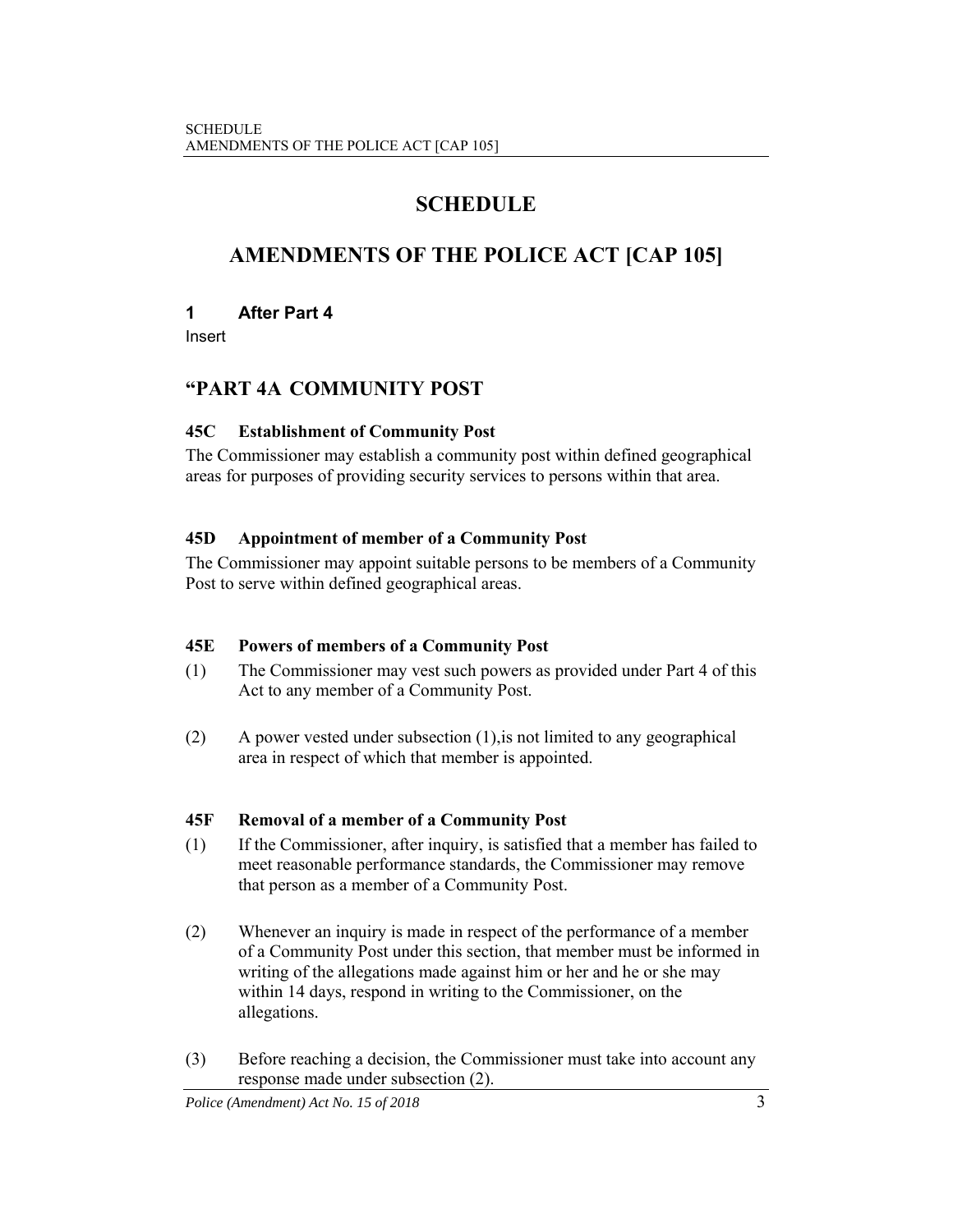# SCHEDULE

# AMENDMENTS OF THE POLICE ACT [CAP 105]

### 1 After Part 4

Insert

## "PART 4A COMMUNITY POST

### 45C Establishment of Community Post

The Commissioner may establish a community post within defined geographical areas for purposes of providing security services to persons within that area.

### 45D Appointment of member of a Community Post

The Commissioner may appoint suitable persons to be members of a Community Post to serve within defined geographical areas.

### 45E Powers of members of a Community Post

(1) The Commissioner may vest such powers as provided under Part 4 of this Act to any member of a Community Post.

(2) A power vested under subsection (1),is not limited to any geographical area in respect of which that member is appointed.

### 45F Removal of a member of a Community Post

(1) If the Commissioner, after inquiry, is satisfied that a member has failed to meet reasonable performance standards, the Commissioner may remove that person as a member of a Community Post.

(2) Whenever an inquiry is made in respect of the performance of a member of a Community Post under this section, that member must be informed in writing of the allegations made against him or her and he or she may within 14 days, respond in writing to the Commissioner, on the allegations.

(3) Before reaching a decision, the Commissioner must take into account any response made under subsection (2).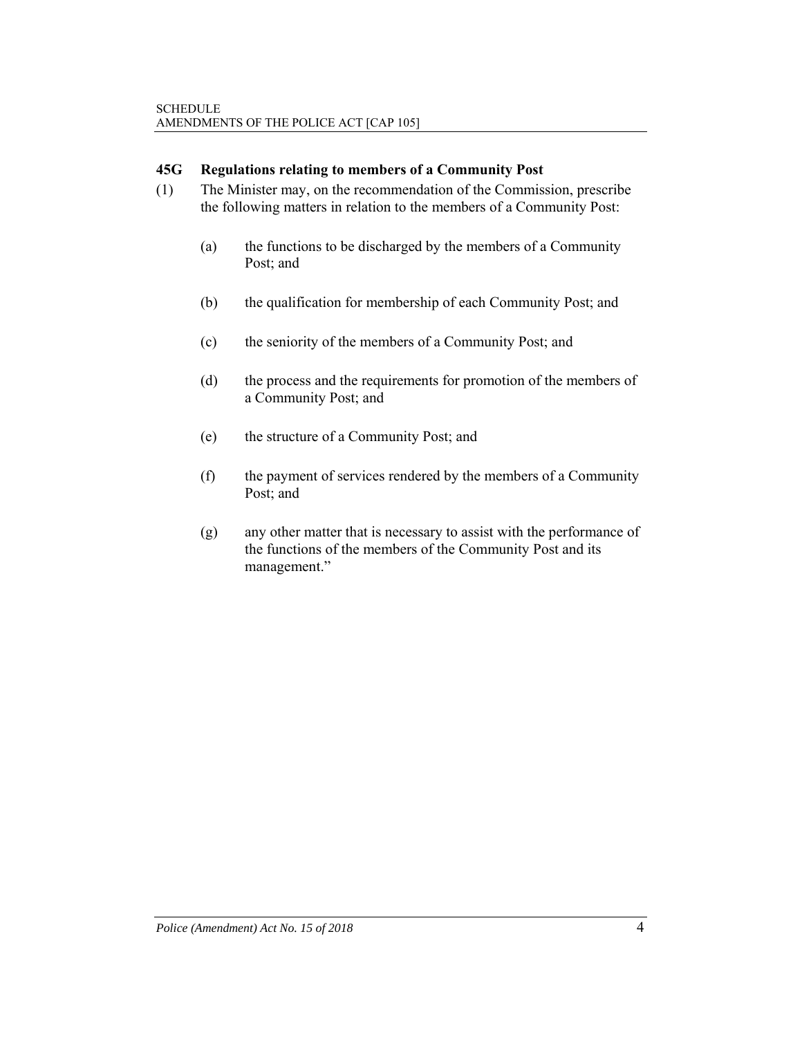### 45G Regulations relating to members of a Community Post

(1) The Minister may, on the recommendation of the Commission, prescribe the following matters in relation to the members of a Community Post:

(a) the functions to be discharged by the members of a Community Post; and

(b) the qualification for membership of each Community Post; and

(c) the seniority of the members of a Community Post; and

(d) the process and the requirements for promotion of the members of a Community Post; and

(e) the structure of a Community Post; and

(f) the payment of services rendered by the members of a Community Post; and

(g) any other matter that is necessary to assist with the performance of the functions of the members of the Community Post and its management."